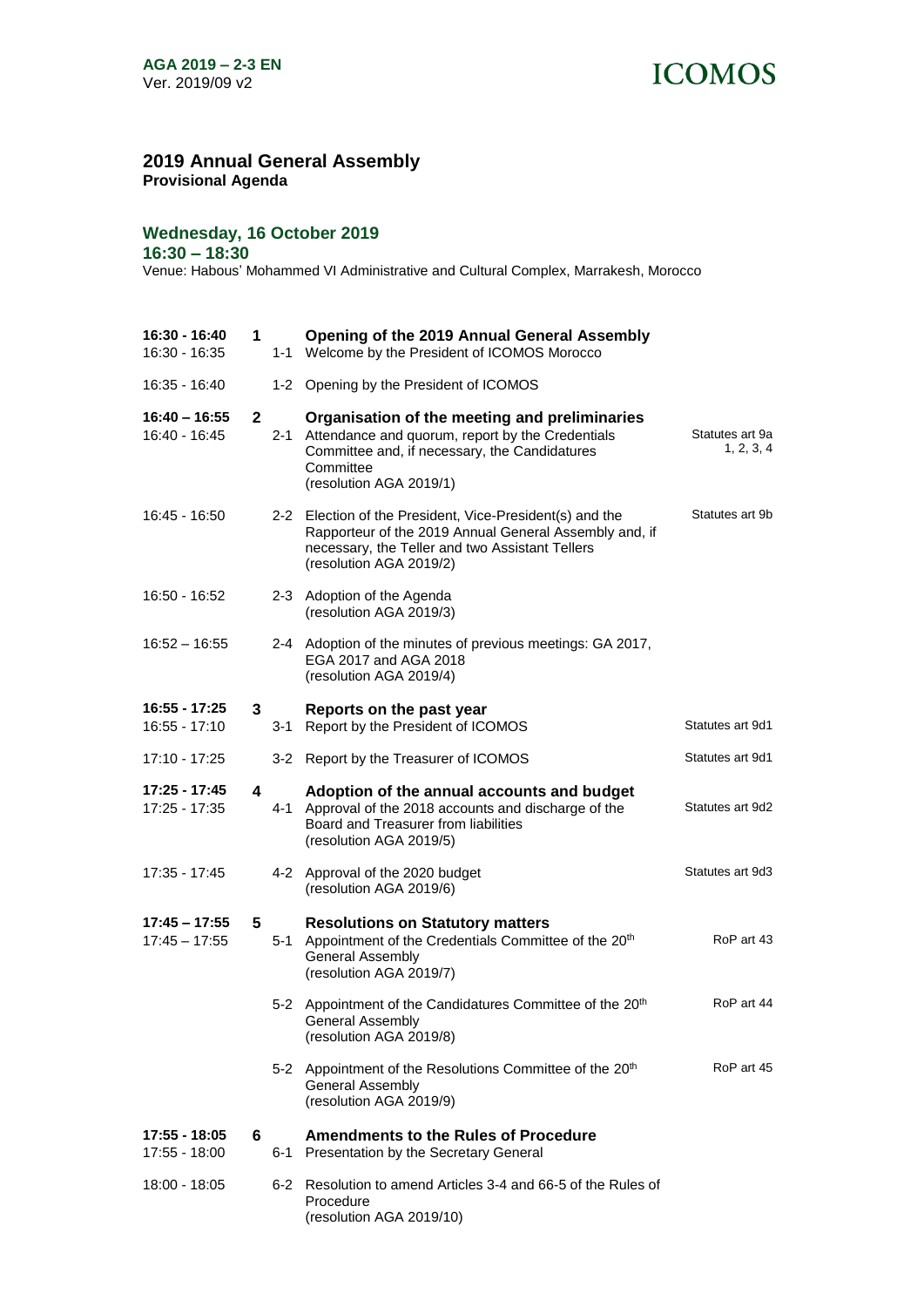AGA 2019 – 2-3 EN
Ver. 2019/09 v2

ICOMOS

# 2019 Annual General Assembly

**Provisional Agenda**

## Wednesday, 16 October 2019

**16:30 – 18:30**

Venue: Habous' Mohammed VI Administrative and Cultural Complex, Marrakesh, Morocco

| Time | No. | Item | Reference |
|---|---|---|---|
| **16:30 - 16:40** | **1** | **Opening of the 2019 Annual General Assembly** | |
| 16:30 - 16:35 | 1-1 | Welcome by the President of ICOMOS Morocco | |
| 16:35 - 16:40 | 1-2 | Opening by the President of ICOMOS | |
| **16:40 – 16:55** | **2** | **Organisation of the meeting and preliminaries** | |
| 16:40 - 16:45 | 2-1 | Attendance and quorum, report by the Credentials Committee and, if necessary, the Candidatures Committee (resolution AGA 2019/1) | Statutes art 9a 1, 2, 3, 4 |
| 16:45 - 16:50 | 2-2 | Election of the President, Vice-President(s) and the Rapporteur of the 2019 Annual General Assembly and, if necessary, the Teller and two Assistant Tellers (resolution AGA 2019/2) | Statutes art 9b |
| 16:50 - 16:52 | 2-3 | Adoption of the Agenda (resolution AGA 2019/3) | |
| 16:52 – 16:55 | 2-4 | Adoption of the minutes of previous meetings: GA 2017, EGA 2017 and AGA 2018 (resolution AGA 2019/4) | |
| **16:55 - 17:25** | **3** | **Reports on the past year** | |
| 16:55 - 17:10 | 3-1 | Report by the President of ICOMOS | Statutes art 9d1 |
| 17:10 - 17:25 | 3-2 | Report by the Treasurer of ICOMOS | Statutes art 9d1 |
| **17:25 - 17:45** | **4** | **Adoption of the annual accounts and budget** | |
| 17:25 - 17:35 | 4-1 | Approval of the 2018 accounts and discharge of the Board and Treasurer from liabilities (resolution AGA 2019/5) | Statutes art 9d2 |
| 17:35 - 17:45 | 4-2 | Approval of the 2020 budget (resolution AGA 2019/6) | Statutes art 9d3 |
| **17:45 – 17:55** | **5** | **Resolutions on Statutory matters** | |
| 17:45 – 17:55 | 5-1 | Appointment of the Credentials Committee of the 20th General Assembly (resolution AGA 2019/7) | RoP art 43 |
| | 5-2 | Appointment of the Candidatures Committee of the 20th General Assembly (resolution AGA 2019/8) | RoP art 44 |
| | 5-2 | Appointment of the Resolutions Committee of the 20th General Assembly (resolution AGA 2019/9) | RoP art 45 |
| **17:55 - 18:05** | **6** | **Amendments to the Rules of Procedure** | |
| 17:55 - 18:00 | 6-1 | Presentation by the Secretary General | |
| 18:00 - 18:05 | 6-2 | Resolution to amend Articles 3-4 and 66-5 of the Rules of Procedure (resolution AGA 2019/10) | |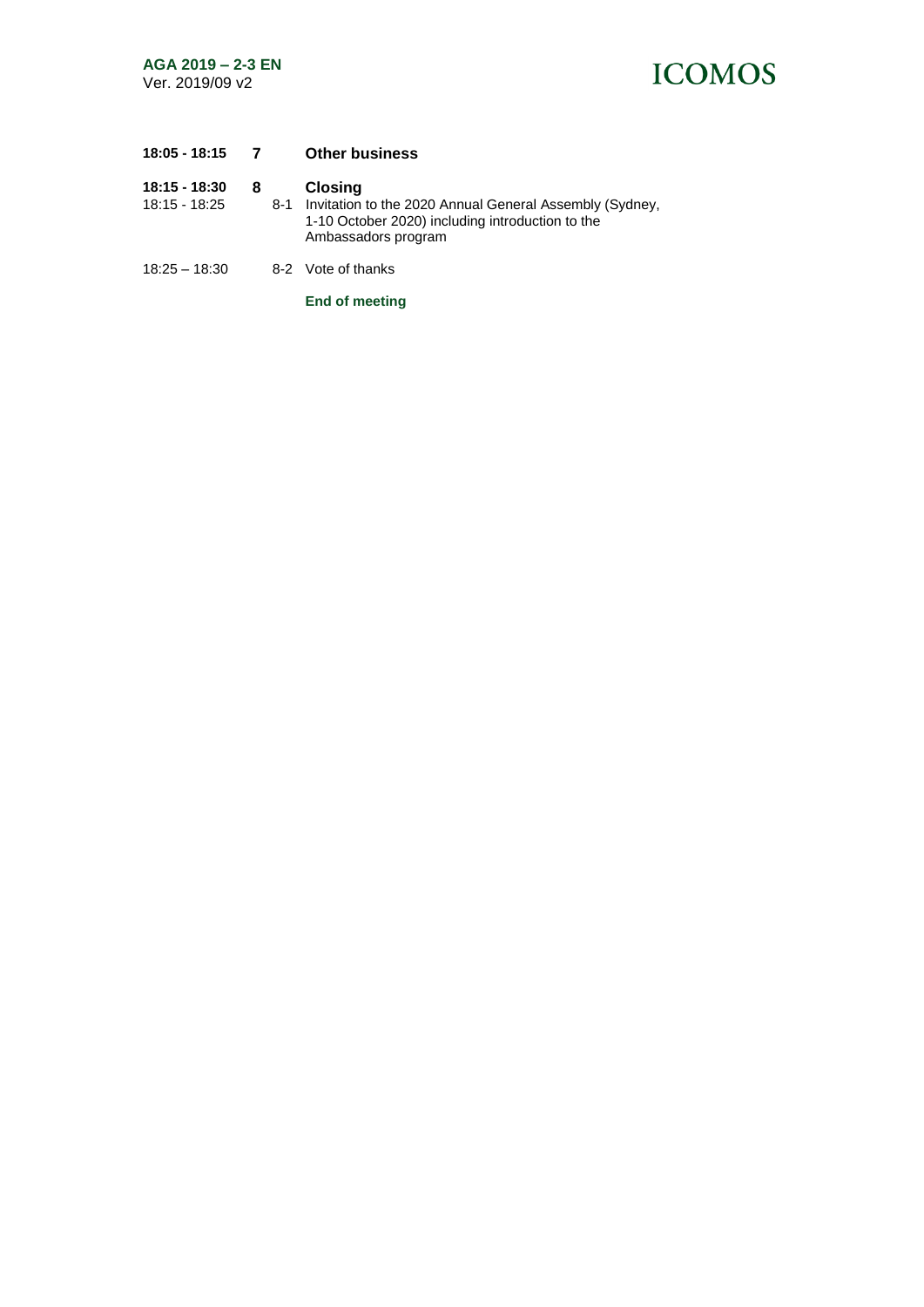| | | | |
|---|---|---|---|
| **18:05 - 18:15** | **7** | | **Other business** |
| **18:15 - 18:30** | **8** | | **Closing** |
| 18:15 - 18:25 | | 8-1 | Invitation to the 2020 Annual General Assembly (Sydney, 1-10 October 2020) including introduction to the Ambassadors program |
| 18:25 – 18:30 | | 8-2 | Vote of thanks |
| | | | **End of meeting** |